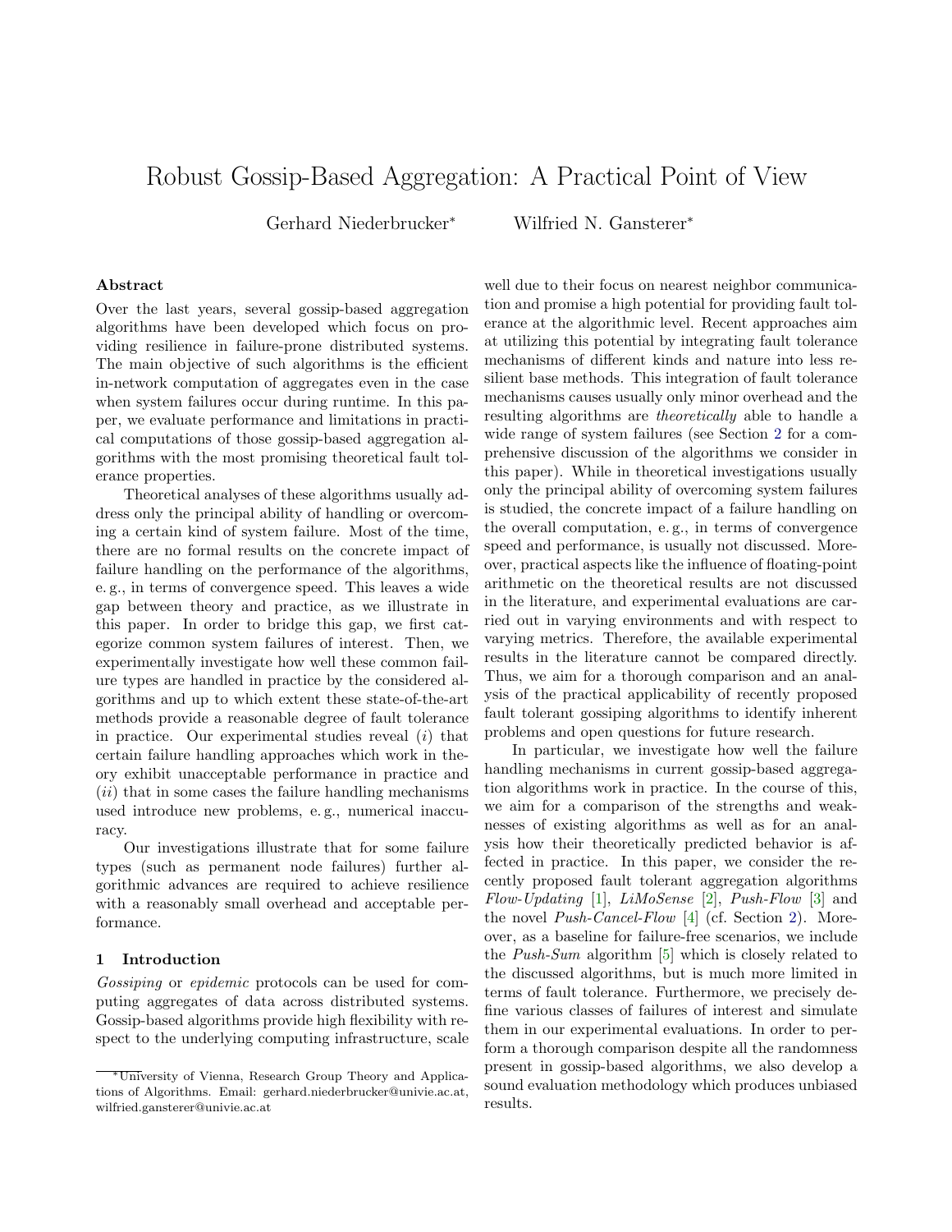# Robust Gossip-Based Aggregation: A Practical Point of View

Gerhard Niederbrucker* Wilfried N. Gansterer*

## Abstract

Over the last years, several gossip-based aggregation algorithms have been developed which focus on providing resilience in failure-prone distributed systems. The main objective of such algorithms is the efficient in-network computation of aggregates even in the case when system failures occur during runtime. In this paper, we evaluate performance and limitations in practical computations of those gossip-based aggregation algorithms with the most promising theoretical fault tolerance properties.

Theoretical analyses of these algorithms usually address only the principal ability of handling or overcoming a certain kind of system failure. Most of the time, there are no formal results on the concrete impact of failure handling on the performance of the algorithms, e. g., in terms of convergence speed. This leaves a wide gap between theory and practice, as we illustrate in this paper. In order to bridge this gap, we first categorize common system failures of interest. Then, we experimentally investigate how well these common failure types are handled in practice by the considered algorithms and up to which extent these state-of-the-art methods provide a reasonable degree of fault tolerance in practice. Our experimental studies reveal (*i*) that certain failure handling approaches which work in theory exhibit unacceptable performance in practice and (*ii*) that in some cases the failure handling mechanisms used introduce new problems, e. g., numerical inaccuracy.

Our investigations illustrate that for some failure types (such as permanent node failures) further algorithmic advances are required to achieve resilience with a reasonably small overhead and acceptable performance.

## 1 Introduction

*Gossiping* or *epidemic* protocols can be used for computing aggregates of data across distributed systems. Gossip-based algorithms provide high flexibility with respect to the underlying computing infrastructure, scale well due to their focus on nearest neighbor communication and promise a high potential for providing fault tolerance at the algorithmic level. Recent approaches aim at utilizing this potential by integrating fault tolerance mechanisms of different kinds and nature into less resilient base methods. This integration of fault tolerance mechanisms causes usually only minor overhead and the resulting algorithms are *theoretically* able to handle a wide range of system failures (see Section 2 for a comprehensive discussion of the algorithms we consider in this paper). While in theoretical investigations usually only the principal ability of overcoming system failures is studied, the concrete impact of a failure handling on the overall computation, e. g., in terms of convergence speed and performance, is usually not discussed. Moreover, practical aspects like the influence of floating-point arithmetic on the theoretical results are not discussed in the literature, and experimental evaluations are carried out in varying environments and with respect to varying metrics. Therefore, the available experimental results in the literature cannot be compared directly. Thus, we aim for a thorough comparison and an analysis of the practical applicability of recently proposed fault tolerant gossiping algorithms to identify inherent problems and open questions for future research.

In particular, we investigate how well the failure handling mechanisms in current gossip-based aggregation algorithms work in practice. In the course of this, we aim for a comparison of the strengths and weaknesses of existing algorithms as well as for an analysis how their theoretically predicted behavior is affected in practice. In this paper, we consider the recently proposed fault tolerant aggregation algorithms *Flow-Updating* [1], *LiMoSense* [2], *Push-Flow* [3] and the novel *Push-Cancel-Flow* [4] (cf. Section 2). Moreover, as a baseline for failure-free scenarios, we include the *Push-Sum* algorithm [5] which is closely related to the discussed algorithms, but is much more limited in terms of fault tolerance. Furthermore, we precisely define various classes of failures of interest and simulate them in our experimental evaluations. In order to perform a thorough comparison despite all the randomness present in gossip-based algorithms, we also develop a sound evaluation methodology which produces unbiased results.

*University of Vienna, Research Group Theory and Applications of Algorithms. Email: gerhard.niederbrucker@univie.ac.at, wilfried.gansterer@univie.ac.at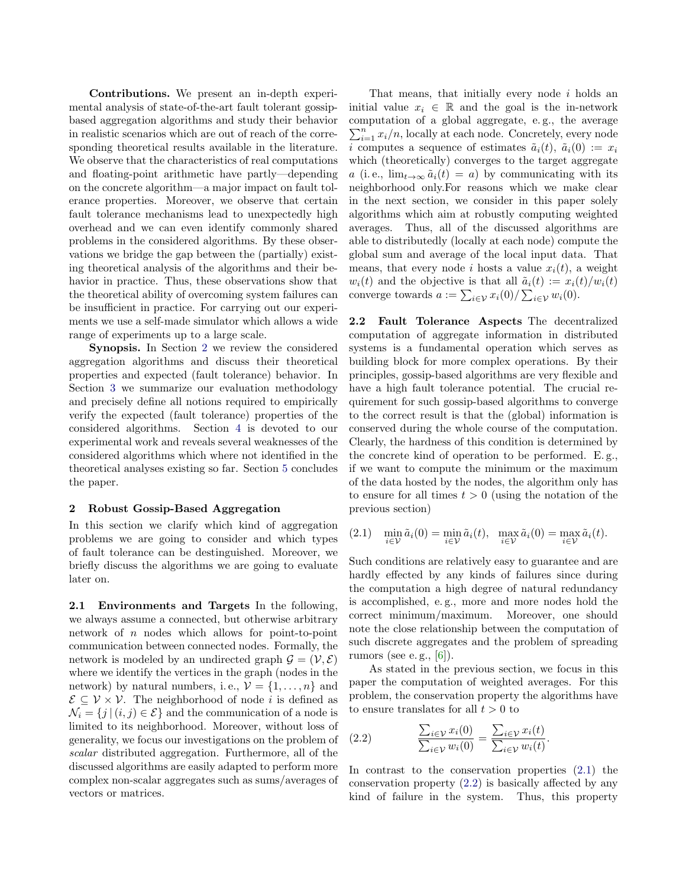**Contributions.** We present an in-depth experimental analysis of state-of-the-art fault tolerant gossip-based aggregation algorithms and study their behavior in realistic scenarios which are out of reach of the corresponding theoretical results available in the literature. We observe that the characteristics of real computations and floating-point arithmetic have partly—depending on the concrete algorithm—a major impact on fault tolerance properties. Moreover, we observe that certain fault tolerance mechanisms lead to unexpectedly high overhead and we can even identify commonly shared problems in the considered algorithms. By these observations we bridge the gap between the (partially) existing theoretical analysis of the algorithms and their behavior in practice. Thus, these observations show that the theoretical ability of overcoming system failures can be insufficient in practice. For carrying out our experiments we use a self-made simulator which allows a wide range of experiments up to a large scale.

**Synopsis.** In Section 2 we review the considered aggregation algorithms and discuss their theoretical properties and expected (fault tolerance) behavior. In Section 3 we summarize our evaluation methodology and precisely define all notions required to empirically verify the expected (fault tolerance) properties of the considered algorithms. Section 4 is devoted to our experimental work and reveals several weaknesses of the considered algorithms which where not identified in the theoretical analyses existing so far. Section 5 concludes the paper.

## 2 Robust Gossip-Based Aggregation

In this section we clarify which kind of aggregation problems we are going to consider and which types of fault tolerance can be destinguished. Moreover, we briefly discuss the algorithms we are going to evaluate later on.

**2.1 Environments and Targets** In the following, we always assume a connected, but otherwise arbitrary network of $n$ nodes which allows for point-to-point communication between connected nodes. Formally, the network is modeled by an undirected graph $\mathcal{G} = (\mathcal{V}, \mathcal{E})$ where we identify the vertices in the graph (nodes in the network) by natural numbers, i. e., $\mathcal{V} = \{1, \ldots, n\}$ and $\mathcal{E} \subseteq \mathcal{V} \times \mathcal{V}$. The neighborhood of node $i$ is defined as $\mathcal{N}_i = \{j \,|\, (i, j) \in \mathcal{E}\}$ and the communication of a node is limited to its neighborhood. Moreover, without loss of generality, we focus our investigations on the problem of *scalar* distributed aggregation. Furthermore, all of the discussed algorithms are easily adapted to perform more complex non-scalar aggregates such as sums/averages of vectors or matrices.

That means, that initially every node $i$ holds an initial value $x_i \in \mathbb{R}$ and the goal is the in-network computation of a global aggregate, e. g., the average $\sum_{i=1}^{n} x_i/n$, locally at each node. Concretely, every node $i$ computes a sequence of estimates $\tilde{a}_i(t)$, $\tilde{a}_i(0) := x_i$ which (theoretically) converges to the target aggregate $a$ (i. e., $\lim_{t\to\infty} \tilde{a}_i(t) = a$) by communicating with its neighborhood only.For reasons which we make clear in the next section, we consider in this paper solely algorithms which aim at robustly computing weighted averages. Thus, all of the discussed algorithms are able to distributedly (locally at each node) compute the global sum and average of the local input data. That means, that every node $i$ hosts a value $x_i(t)$, a weight $w_i(t)$ and the objective is that all $\tilde{a}_i(t) := x_i(t)/w_i(t)$ converge towards $a := \sum_{i\in\mathcal{V}} x_i(0)/\sum_{i\in\mathcal{V}} w_i(0)$.

**2.2 Fault Tolerance Aspects** The decentralized computation of aggregate information in distributed systems is a fundamental operation which serves as building block for more complex operations. By their principles, gossip-based algorithms are very flexible and have a high fault tolerance potential. The crucial requirement for such gossip-based algorithms to converge to the correct result is that the (global) information is conserved during the whole course of the computation. Clearly, the hardness of this condition is determined by the concrete kind of operation to be performed. E. g., if we want to compute the minimum or the maximum of the data hosted by the nodes, the algorithm only has to ensure for all times $t > 0$ (using the notation of the previous section)

$$\min_{i\in\mathcal{V}} \tilde{a}_i(0) = \min_{i\in\mathcal{V}} \tilde{a}_i(t), \quad \max_{i\in\mathcal{V}} \tilde{a}_i(0) = \max_{i\in\mathcal{V}} \tilde{a}_i(t). \tag{2.1}$$

Such conditions are relatively easy to guarantee and are hardly effected by any kinds of failures since during the computation a high degree of natural redundancy is accomplished, e. g., more and more nodes hold the correct minimum/maximum. Moreover, one should note the close relationship between the computation of such discrete aggregates and the problem of spreading rumors (see e. g., [6]).

As stated in the previous section, we focus in this paper the computation of weighted averages. For this problem, the conservation property the algorithms have to ensure translates for all $t > 0$ to

$$\frac{\sum_{i\in\mathcal{V}} x_i(0)}{\sum_{i\in\mathcal{V}} w_i(0)} = \frac{\sum_{i\in\mathcal{V}} x_i(t)}{\sum_{i\in\mathcal{V}} w_i(t)}. \tag{2.2}$$

In contrast to the conservation properties (2.1) the conservation property (2.2) is basically affected by any kind of failure in the system. Thus, this property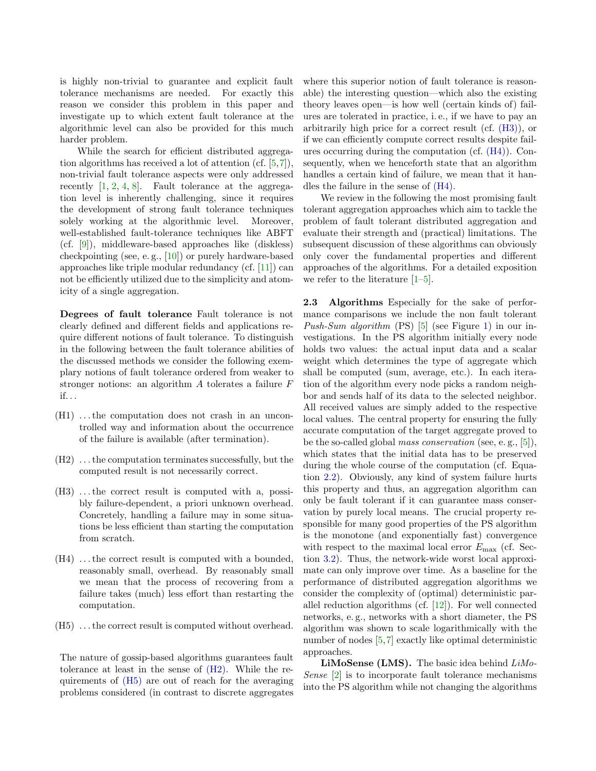is highly non-trivial to guarantee and explicit fault tolerance mechanisms are needed. For exactly this reason we consider this problem in this paper and investigate up to which extent fault tolerance at the algorithmic level can also be provided for this much harder problem.

While the search for efficient distributed aggregation algorithms has received a lot of attention (cf. [5,7]), non-trivial fault tolerance aspects were only addressed recently [1, 2, 4, 8]. Fault tolerance at the aggregation level is inherently challenging, since it requires the development of strong fault tolerance techniques solely working at the algorithmic level. Moreover, well-established fault-tolerance techniques like ABFT (cf. [9]), middleware-based approaches like (diskless) checkpointing (see, e. g., [10]) or purely hardware-based approaches like triple modular redundancy (cf. [11]) can not be efficiently utilized due to the simplicity and atomicity of a single aggregation.

**Degrees of fault tolerance** Fault tolerance is not clearly defined and different fields and applications require different notions of fault tolerance. To distinguish in the following between the fault tolerance abilities of the discussed methods we consider the following exemplary notions of fault tolerance ordered from weaker to stronger notions: an algorithm $A$ tolerates a failure $F$ if. . .

(H1) . . . the computation does not crash in an uncontrolled way and information about the occurrence of the failure is available (after termination).

(H2) . . . the computation terminates successfully, but the computed result is not necessarily correct.

(H3) . . . the correct result is computed with a, possibly failure-dependent, a priori unknown overhead. Concretely, handling a failure may in some situations be less efficient than starting the computation from scratch.

(H4) . . . the correct result is computed with a bounded, reasonably small, overhead. By reasonably small we mean that the process of recovering from a failure takes (much) less effort than restarting the computation.

(H5) . . . the correct result is computed without overhead.

The nature of gossip-based algorithms guarantees fault tolerance at least in the sense of (H2). While the requirements of (H5) are out of reach for the averaging problems considered (in contrast to discrete aggregates where this superior notion of fault tolerance is reasonable) the interesting question—which also the existing theory leaves open—is how well (certain kinds of) failures are tolerated in practice, i. e., if we have to pay an arbitrarily high price for a correct result (cf. (H3)), or if we can efficiently compute correct results despite failures occurring during the computation (cf. (H4)). Consequently, when we henceforth state that an algorithm handles a certain kind of failure, we mean that it handles the failure in the sense of (H4).

We review in the following the most promising fault tolerant aggregation approaches which aim to tackle the problem of fault tolerant distributed aggregation and evaluate their strength and (practical) limitations. The subsequent discussion of these algorithms can obviously only cover the fundamental properties and different approaches of the algorithms. For a detailed exposition we refer to the literature [1–5].

**2.3 Algorithms** Especially for the sake of performance comparisons we include the non fault tolerant *Push-Sum algorithm* (PS) [5] (see Figure 1) in our investigations. In the PS algorithm initially every node holds two values: the actual input data and a scalar weight which determines the type of aggregate which shall be computed (sum, average, etc.). In each iteration of the algorithm every node picks a random neighbor and sends half of its data to the selected neighbor. All received values are simply added to the respective local values. The central property for ensuring the fully accurate computation of the target aggregate proved to be the so-called global *mass conservation* (see, e. g., [5]), which states that the initial data has to be preserved during the whole course of the computation (cf. Equation 2.2). Obviously, any kind of system failure hurts this property and thus, an aggregation algorithm can only be fault tolerant if it can guarantee mass conservation by purely local means. The crucial property responsible for many good properties of the PS algorithm is the monotone (and exponentially fast) convergence with respect to the maximal local error $E_{\max}$ (cf. Section 3.2). Thus, the network-wide worst local approximate can only improve over time. As a baseline for the performance of distributed aggregation algorithms we consider the complexity of (optimal) deterministic parallel reduction algorithms (cf. [12]). For well connected networks, e. g., networks with a short diameter, the PS algorithm was shown to scale logarithmically with the number of nodes [5,7] exactly like optimal deterministic approaches.

**LiMoSense (LMS).** The basic idea behind *LiMoSense* [2] is to incorporate fault tolerance mechanisms into the PS algorithm while not changing the algorithms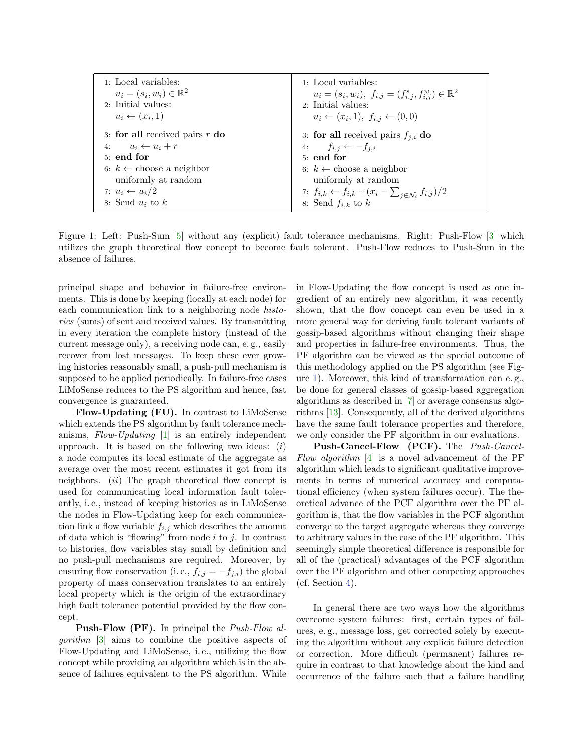| | |
|---|---|
| 1: Local variables: $u_i = (s_i, w_i) \in \mathbb{R}^2$ | 1: Local variables: $u_i = (s_i, w_i),\ f_{i,j} = (f^s_{i,j}, f^w_{i,j}) \in \mathbb{R}^2$ |
| 2: Initial values: $u_i \leftarrow (x_i, 1)$ | 2: Initial values: $u_i \leftarrow (x_i, 1),\ f_{i,j} \leftarrow (0, 0)$ |
| 3: **for all** received pairs $r$ **do** | 3: **for all** received pairs $f_{j,i}$ **do** |
| 4: $u_i \leftarrow u_i + r$ | 4: $f_{i,j} \leftarrow -f_{j,i}$ |
| 5: **end for** | 5: **end for** |
| 6: $k \leftarrow$ choose a neighbor uniformly at random | 6: $k \leftarrow$ choose a neighbor uniformly at random |
| 7: $u_i \leftarrow u_i/2$ | 7: $f_{i,k} \leftarrow f_{i,k} + (x_i - \sum_{j\in\mathcal{N}_i} f_{i,j})/2$ |
| 8: Send $u_i$ to $k$ | 8: Send $f_{i,k}$ to $k$ |

Figure 1: Left: Push-Sum [5] without any (explicit) fault tolerance mechanisms. Right: Push-Flow [3] which utilizes the graph theoretical flow concept to become fault tolerant. Push-Flow reduces to Push-Sum in the absence of failures.

principal shape and behavior in failure-free environments. This is done by keeping (locally at each node) for each communication link to a neighboring node *histories* (sums) of sent and received values. By transmitting in every iteration the complete history (instead of the current message only), a receiving node can, e. g., easily recover from lost messages. To keep these ever growing histories reasonably small, a push-pull mechanism is supposed to be applied periodically. In failure-free cases LiMoSense reduces to the PS algorithm and hence, fast convergence is guaranteed.

**Flow-Updating (FU).** In contrast to LiMoSense which extends the PS algorithm by fault tolerance mechanisms, *Flow-Updating* [1] is an entirely independent approach. It is based on the following two ideas: (*i*) a node computes its local estimate of the aggregate as average over the most recent estimates it got from its neighbors. (*ii*) The graph theoretical flow concept is used for communicating local information fault tolerantly, i. e., instead of keeping histories as in LiMoSense the nodes in Flow-Updating keep for each communication link a flow variable $f_{i,j}$ which describes the amount of data which is "flowing" from node $i$ to $j$. In contrast to histories, flow variables stay small by definition and no push-pull mechanisms are required. Moreover, by ensuring flow conservation (i. e., $f_{i,j} = -f_{j,i}$) the global property of mass conservation translates to an entirely local property which is the origin of the extraordinary high fault tolerance potential provided by the flow concept.

**Push-Flow (PF).** In principal the *Push-Flow algorithm* [3] aims to combine the positive aspects of Flow-Updating and LiMoSense, i. e., utilizing the flow concept while providing an algorithm which is in the absence of failures equivalent to the PS algorithm. While in Flow-Updating the flow concept is used as one ingredient of an entirely new algorithm, it was recently shown, that the flow concept can even be used in a more general way for deriving fault tolerant variants of gossip-based algorithms without changing their shape and properties in failure-free environments. Thus, the PF algorithm can be viewed as the special outcome of this methodology applied on the PS algorithm (see Figure 1). Moreover, this kind of transformation can e. g., be done for general classes of gossip-based aggregation algorithms as described in [7] or average consensus algorithms [13]. Consequently, all of the derived algorithms have the same fault tolerance properties and therefore, we only consider the PF algorithm in our evaluations.

**Push-Cancel-Flow (PCF).** The *Push-Cancel-Flow algorithm* [4] is a novel advancement of the PF algorithm which leads to significant qualitative improvements in terms of numerical accuracy and computational efficiency (when system failures occur). The theoretical advance of the PCF algorithm over the PF algorithm is, that the flow variables in the PCF algorithm converge to the target aggregate whereas they converge to arbitrary values in the case of the PF algorithm. This seemingly simple theoretical difference is responsible for all of the (practical) advantages of the PCF algorithm over the PF algorithm and other competing approaches (cf. Section 4).

In general there are two ways how the algorithms overcome system failures: first, certain types of failures, e. g., message loss, get corrected solely by executing the algorithm without any explicit failure detection or correction. More difficult (permanent) failures require in contrast to that knowledge about the kind and occurrence of the failure such that a failure handling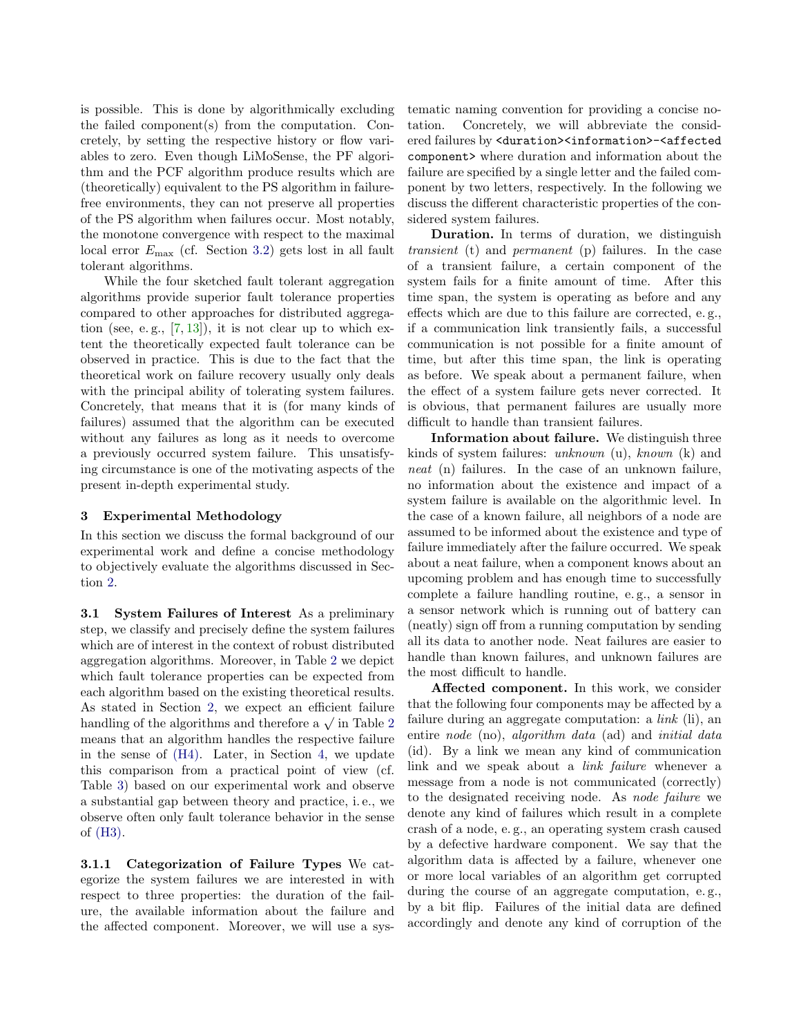is possible. This is done by algorithmically excluding the failed component(s) from the computation. Concretely, by setting the respective history or flow variables to zero. Even though LiMoSense, the PF algorithm and the PCF algorithm produce results which are (theoretically) equivalent to the PS algorithm in failure-free environments, they can not preserve all properties of the PS algorithm when failures occur. Most notably, the monotone convergence with respect to the maximal local error $E_{\max}$ (cf. Section 3.2) gets lost in all fault tolerant algorithms.

While the four sketched fault tolerant aggregation algorithms provide superior fault tolerance properties compared to other approaches for distributed aggregation (see, e. g., [7, 13]), it is not clear up to which extent the theoretically expected fault tolerance can be observed in practice. This is due to the fact that the theoretical work on failure recovery usually only deals with the principal ability of tolerating system failures. Concretely, that means that it is (for many kinds of failures) assumed that the algorithm can be executed without any failures as long as it needs to overcome a previously occurred system failure. This unsatisfying circumstance is one of the motivating aspects of the present in-depth experimental study.

## 3 Experimental Methodology

In this section we discuss the formal background of our experimental work and define a concise methodology to objectively evaluate the algorithms discussed in Section 2.

### 3.1 System Failures of Interest

As a preliminary step, we classify and precisely define the system failures which are of interest in the context of robust distributed aggregation algorithms. Moreover, in Table 2 we depict which fault tolerance properties can be expected from each algorithm based on the existing theoretical results. As stated in Section 2, we expect an efficient failure handling of the algorithms and therefore a $\surd$ in Table 2 means that an algorithm handles the respective failure in the sense of (H4). Later, in Section 4, we update this comparison from a practical point of view (cf. Table 3) based on our experimental work and observe a substantial gap between theory and practice, i. e., we observe often only fault tolerance behavior in the sense of (H3).

#### 3.1.1 Categorization of Failure Types

We categorize the system failures we are interested in with respect to three properties: the duration of the failure, the available information about the failure and the affected component. Moreover, we will use a systematic naming convention for providing a concise notation. Concretely, we will abbreviate the considered failures by `<duration><information>-<affected component>` where duration and information about the failure are specified by a single letter and the failed component by two letters, respectively. In the following we discuss the different characteristic properties of the considered system failures.

**Duration.** In terms of duration, we distinguish *transient* (t) and *permanent* (p) failures. In the case of a transient failure, a certain component of the system fails for a finite amount of time. After this time span, the system is operating as before and any effects which are due to this failure are corrected, e. g., if a communication link transiently fails, a successful communication is not possible for a finite amount of time, but after this time span, the link is operating as before. We speak about a permanent failure, when the effect of a system failure gets never corrected. It is obvious, that permanent failures are usually more difficult to handle than transient failures.

**Information about failure.** We distinguish three kinds of system failures: *unknown* (u), *known* (k) and *neat* (n) failures. In the case of an unknown failure, no information about the existence and impact of a system failure is available on the algorithmic level. In the case of a known failure, all neighbors of a node are assumed to be informed about the existence and type of failure immediately after the failure occurred. We speak about a neat failure, when a component knows about an upcoming problem and has enough time to successfully complete a failure handling routine, e. g., a sensor in a sensor network which is running out of battery can (neatly) sign off from a running computation by sending all its data to another node. Neat failures are easier to handle than known failures, and unknown failures are the most difficult to handle.

**Affected component.** In this work, we consider that the following four components may be affected by a failure during an aggregate computation: a *link* (li), an entire *node* (no), *algorithm data* (ad) and *initial data* (id). By a link we mean any kind of communication link and we speak about a *link failure* whenever a message from a node is not communicated (correctly) to the designated receiving node. As *node failure* we denote any kind of failures which result in a complete crash of a node, e. g., an operating system crash caused by a defective hardware component. We say that the algorithm data is affected by a failure, whenever one or more local variables of an algorithm get corrupted during the course of an aggregate computation, e. g., by a bit flip. Failures of the initial data are defined accordingly and denote any kind of corruption of the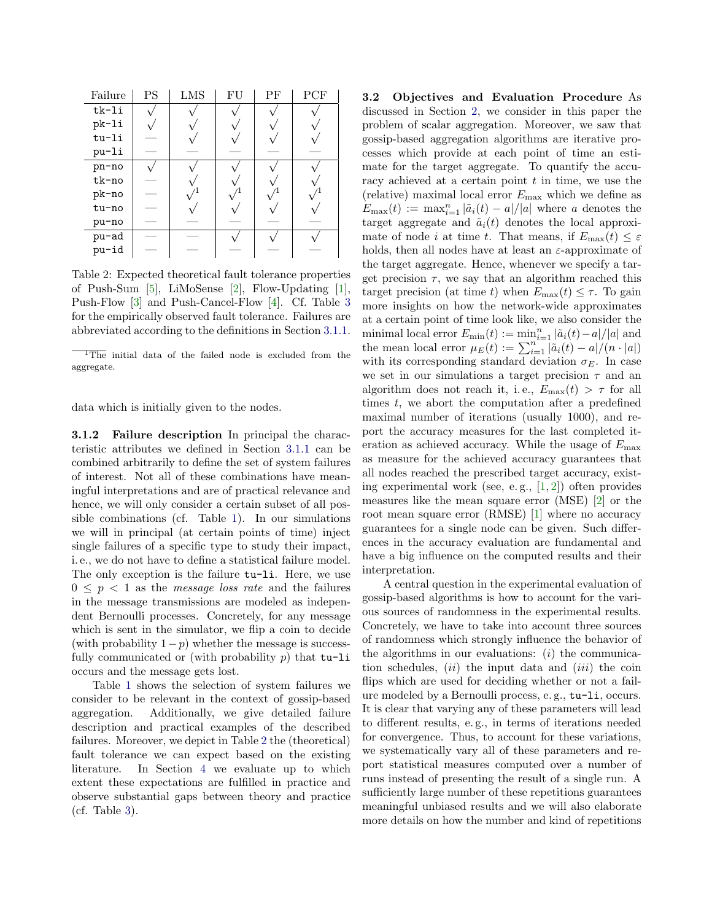| Failure | PS | LMS | FU | PF | PCF |
|---|---|---|---|---|---|
| `tk-li` | √ | √ | √ | √ | √ |
| `pk-li` | √ | √ | √ | √ | √ |
| `tu-li` | — | √ | √ | √ | √ |
| `pu-li` | — | — | — | — | — |
| `pn-no` | √ | √ | √ | √ | √ |
| `tk-no` | — | √ | √ | √ | √ |
| `pk-no` | — | √[1] | √[1] | √[1] | √[1] |
| `tu-no` | — | √ | √ | √ | √ |
| `pu-no` | — | — | — | — | — |
| `pu-ad` | — | — | √ | √ | √ |
| `pu-id` | — | — | — | — | — |

Table 2: Expected theoretical fault tolerance properties of Push-Sum [5], LiMoSense [2], Flow-Updating [1], Push-Flow [3] and Push-Cancel-Flow [4]. Cf. Table 3 for the empirically observed fault tolerance. Failures are abbreviated according to the definitions in Section 3.1.1.

[1] The initial data of the failed node is excluded from the aggregate.

data which is initially given to the nodes.

**3.1.2 Failure description** In principal the characteristic attributes we defined in Section 3.1.1 can be combined arbitrarily to define the set of system failures of interest. Not all of these combinations have meaningful interpretations and are of practical relevance and hence, we will only consider a certain subset of all possible combinations (cf. Table 1). In our simulations we will in principal (at certain points of time) inject single failures of a specific type to study their impact, i. e., we do not have to define a statistical failure model. The only exception is the failure `tu-li`. Here, we use $0 \leq p < 1$ as the *message loss rate* and the failures in the message transmissions are modeled as independent Bernoulli processes. Concretely, for any message which is sent in the simulator, we flip a coin to decide (with probability $1-p$) whether the message is successfully communicated or (with probability $p$) that `tu-li` occurs and the message gets lost.

Table 1 shows the selection of system failures we consider to be relevant in the context of gossip-based aggregation. Additionally, we give detailed failure description and practical examples of the described failures. Moreover, we depict in Table 2 the (theoretical) fault tolerance we can expect based on the existing literature. In Section 4 we evaluate up to which extent these expectations are fulfilled in practice and observe substantial gaps between theory and practice (cf. Table 3).

**3.2 Objectives and Evaluation Procedure** As discussed in Section 2, we consider in this paper the problem of scalar aggregation. Moreover, we saw that gossip-based aggregation algorithms are iterative processes which provide at each point of time an estimate for the target aggregate. To quantify the accuracy achieved at a certain point $t$ in time, we use the (relative) maximal local error $E_{\max}$ which we define as $E_{\max}(t) := \max_{i=1}^{n} |\tilde{a}_i(t) - a|/|a|$ where $a$ denotes the target aggregate and $\tilde{a}_i(t)$ denotes the local approximate of node $i$ at time $t$. That means, if $E_{\max}(t) \leq \varepsilon$ holds, then all nodes have at least an $\varepsilon$-approximate of the target aggregate. Hence, whenever we specify a target precision $\tau$, we say that an algorithm reached this target precision (at time $t$) when $E_{\max}(t) \leq \tau$. To gain more insights on how the network-wide approximates at a certain point of time look like, we also consider the minimal local error $E_{\min}(t) := \min_{i=1}^{n} |\tilde{a}_i(t) - a|/|a|$ and the mean local error $\mu_E(t) := \sum_{i=1}^{n} |\tilde{a}_i(t) - a|/(n \cdot |a|)$ with its corresponding standard deviation $\sigma_E$. In case we set in our simulations a target precision $\tau$ and an algorithm does not reach it, i. e., $E_{\max}(t) > \tau$ for all times $t$, we abort the computation after a predefined maximal number of iterations (usually 1000), and report the accuracy measures for the last completed iteration as achieved accuracy. While the usage of $E_{\max}$ as measure for the achieved accuracy guarantees that all nodes reached the prescribed target accuracy, existing experimental work (see, e. g., [1, 2]) often provides measures like the mean square error (MSE) [2] or the root mean square error (RMSE) [1] where no accuracy guarantees for a single node can be given. Such differences in the accuracy evaluation are fundamental and have a big influence on the computed results and their interpretation.

A central question in the experimental evaluation of gossip-based algorithms is how to account for the various sources of randomness in the experimental results. Concretely, we have to take into account three sources of randomness which strongly influence the behavior of the algorithms in our evaluations: $(i)$ the communication schedules, $(ii)$ the input data and $(iii)$ the coin flips which are used for deciding whether or not a failure modeled by a Bernoulli process, e. g., `tu-li`, occurs. It is clear that varying any of these parameters will lead to different results, e. g., in terms of iterations needed for convergence. Thus, to account for these variations, we systematically vary all of these parameters and report statistical measures computed over a number of runs instead of presenting the result of a single run. A sufficiently large number of these repetitions guarantees meaningful unbiased results and we will also elaborate more details on how the number and kind of repetitions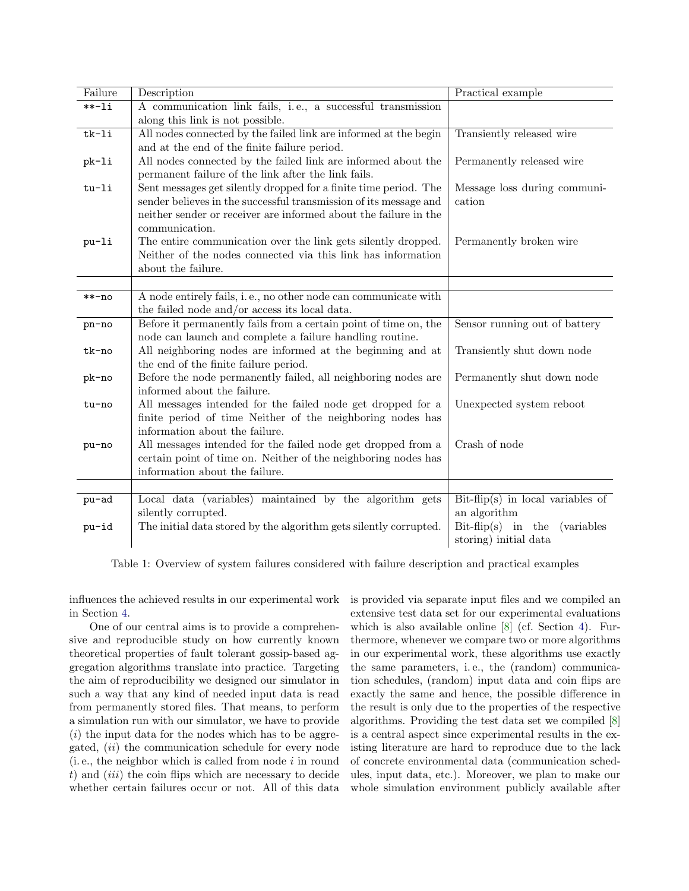| Failure | Description | Practical example |
|---|---|---|
| **-li | A communication link fails, i. e., a successful transmission along this link is not possible. | |
| tk-li | All nodes connected by the failed link are informed at the begin and at the end of the finite failure period. | Transiently released wire |
| pk-li | All nodes connected by the failed link are informed about the permanent failure of the link after the link fails. | Permanently released wire |
| tu-li | Sent messages get silently dropped for a finite time period. The sender believes in the successful transmission of its message and neither sender or receiver are informed about the failure in the communication. | Message loss during communication |
| pu-li | The entire communication over the link gets silently dropped. Neither of the nodes connected via this link has information about the failure. | Permanently broken wire |
| | | |
| **-no | A node entirely fails, i. e., no other node can communicate with the failed node and/or access its local data. | |
| pn-no | Before it permanently fails from a certain point of time on, the node can launch and complete a failure handling routine. | Sensor running out of battery |
| tk-no | All neighboring nodes are informed at the beginning and at the end of the finite failure period. | Transiently shut down node |
| pk-no | Before the node permanently failed, all neighboring nodes are informed about the failure. | Permanently shut down node |
| tu-no | All messages intended for the failed node get dropped for a finite period of time Neither of the neighboring nodes has information about the failure. | Unexpected system reboot |
| pu-no | All messages intended for the failed node get dropped from a certain point of time on. Neither of the neighboring nodes has information about the failure. | Crash of node |
| | | |
| pu-ad | Local data (variables) maintained by the algorithm gets silently corrupted. | Bit-flip(s) in local variables of an algorithm |
| pu-id | The initial data stored by the algorithm gets silently corrupted. | Bit-flip(s) in the (variables storing) initial data |

Table 1: Overview of system failures considered with failure description and practical examples

influences the achieved results in our experimental work in Section 4.

One of our central aims is to provide a comprehensive and reproducible study on how currently known theoretical properties of fault tolerant gossip-based aggregation algorithms translate into practice. Targeting the aim of reproducibility we designed our simulator in such a way that any kind of needed input data is read from permanently stored files. That means, to perform a simulation run with our simulator, we have to provide (*i*) the input data for the nodes which has to be aggregated, (*ii*) the communication schedule for every node (i. e., the neighbor which is called from node $i$ in round $t$) and (*iii*) the coin flips which are necessary to decide whether certain failures occur or not. All of this data is provided via separate input files and we compiled an extensive test data set for our experimental evaluations which is also available online [8] (cf. Section 4). Furthermore, whenever we compare two or more algorithms in our experimental work, these algorithms use exactly the same parameters, i. e., the (random) communication schedules, (random) input data and coin flips are exactly the same and hence, the possible difference in the result is only due to the properties of the respective algorithms. Providing the test data set we compiled [8] is a central aspect since experimental results in the existing literature are hard to reproduce due to the lack of concrete environmental data (communication schedules, input data, etc.). Moreover, we plan to make our whole simulation environment publicly available after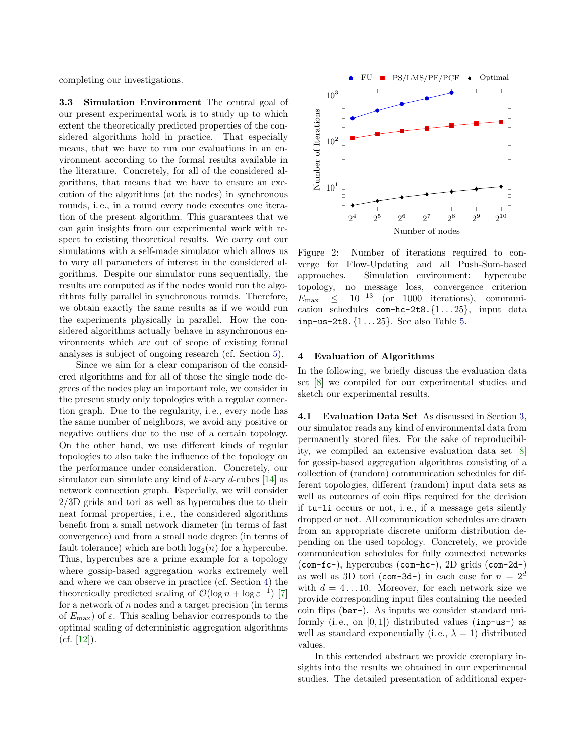completing our investigations.

**3.3 Simulation Environment** The central goal of our present experimental work is to study up to which extent the theoretically predicted properties of the considered algorithms hold in practice. That especially means, that we have to run our evaluations in an environment according to the formal results available in the literature. Concretely, for all of the considered algorithms, that means that we have to ensure an execution of the algorithms (at the nodes) in synchronous rounds, i. e., in a round every node executes one iteration of the present algorithm. This guarantees that we can gain insights from our experimental work with respect to existing theoretical results. We carry out our simulations with a self-made simulator which allows us to vary all parameters of interest in the considered algorithms. Despite our simulator runs sequentially, the results are computed as if the nodes would run the algorithms fully parallel in synchronous rounds. Therefore, we obtain exactly the same results as if we would run the experiments physically in parallel. How the considered algorithms actually behave in asynchronous environments which are out of scope of existing formal analyses is subject of ongoing research (cf. Section 5).

Since we aim for a clear comparison of the considered algorithms and for all of those the single node degrees of the nodes play an important role, we consider in the present study only topologies with a regular connection graph. Due to the regularity, i. e., every node has the same number of neighbors, we avoid any positive or negative outliers due to the use of a certain topology. On the other hand, we use different kinds of regular topologies to also take the influence of the topology on the performance under consideration. Concretely, our simulator can simulate any kind of $k$-ary $d$-cubes [14] as network connection graph. Especially, we will consider 2/3D grids and tori as well as hypercubes due to their neat formal properties, i. e., the considered algorithms benefit from a small network diameter (in terms of fast convergence) and from a small node degree (in terms of fault tolerance) which are both $\log_2(n)$ for a hypercube. Thus, hypercubes are a prime example for a topology where gossip-based aggregation works extremely well and where we can observe in practice (cf. Section 4) the theoretically predicted scaling of $\mathcal{O}(\log n + \log \varepsilon^{-1})$ [7] for a network of $n$ nodes and a target precision (in terms of $E_{\max}$) of $\varepsilon$. This scaling behavior corresponds to the optimal scaling of deterministic aggregation algorithms (cf. [12]).

Figure 2: Number of iterations required to converge for Flow-Updating and all Push-Sum-based approaches. Simulation environment: hypercube topology, no message loss, convergence criterion $E_{\max} \leq 10^{-13}$ (or 1000 iterations), communication schedules `com-hc-2t8.{1...25}`, input data `inp-us-2t8.{1...25}`. See also Table 5.

## 4 Evaluation of Algorithms

In the following, we briefly discuss the evaluation data set [8] we compiled for our experimental studies and sketch our experimental results.

**4.1 Evaluation Data Set** As discussed in Section 3, our simulator reads any kind of environmental data from permanently stored files. For the sake of reproducibility, we compiled an extensive evaluation data set [8] for gossip-based aggregation algorithms consisting of a collection of (random) communication schedules for different topologies, different (random) input data sets as well as outcomes of coin flips required for the decision if `tu-li` occurs or not, i. e., if a message gets silently dropped or not. All communication schedules are drawn from an appropriate discrete uniform distribution depending on the used topology. Concretely, we provide communication schedules for fully connected networks (`com-fc-`), hypercubes (`com-hc-`), 2D grids (`com-2d-`) as well as 3D tori (`com-3d-`) in each case for $n = 2^d$ with $d = 4 \ldots 10$. Moreover, for each network size we provide corresponding input files containing the needed coin flips (`ber-`). As inputs we consider standard uniformly (i. e., on $[0, 1]$) distributed values (`inp-us-`) as well as standard exponentially (i. e., $\lambda = 1$) distributed values.

In this extended abstract we provide exemplary insights into the results we obtained in our experimental studies. The detailed presentation of additional exper-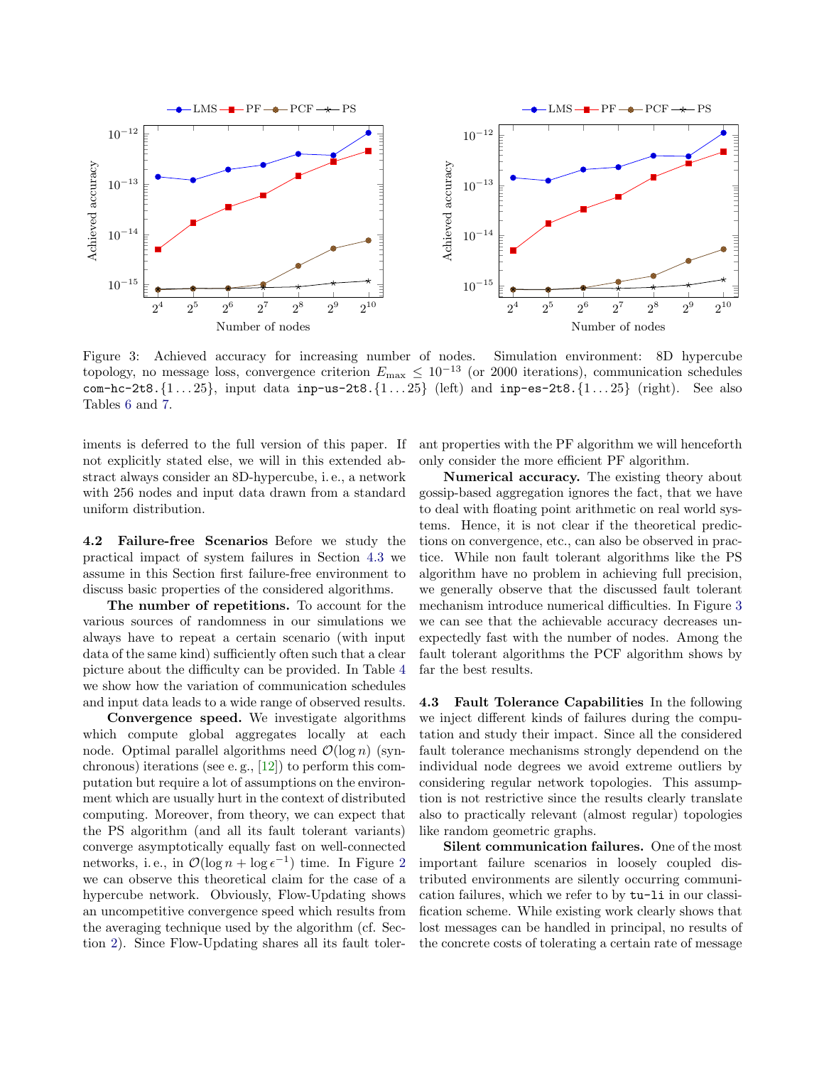Figure 3: Achieved accuracy for increasing number of nodes. Simulation environment: 8D hypercube topology, no message loss, convergence criterion $E_{\max} \leq 10^{-13}$ (or 2000 iterations), communication schedules `com-hc-2t8.{1...25}`, input data `inp-us-2t8.{1...25}` (left) and `inp-es-2t8.{1...25}` (right). See also Tables 6 and 7.

iments is deferred to the full version of this paper. If not explicitly stated else, we will in this extended abstract always consider an 8D-hypercube, i. e., a network with 256 nodes and input data drawn from a standard uniform distribution.

**4.2 Failure-free Scenarios** Before we study the practical impact of system failures in Section 4.3 we assume in this Section first failure-free environment to discuss basic properties of the considered algorithms.

**The number of repetitions.** To account for the various sources of randomness in our simulations we always have to repeat a certain scenario (with input data of the same kind) sufficiently often such that a clear picture about the difficulty can be provided. In Table 4 we show how the variation of communication schedules and input data leads to a wide range of observed results.

**Convergence speed.** We investigate algorithms which compute global aggregates locally at each node. Optimal parallel algorithms need $\mathcal{O}(\log n)$ (synchronous) iterations (see e. g., [12]) to perform this computation but require a lot of assumptions on the environment which are usually hurt in the context of distributed computing. Moreover, from theory, we can expect that the PS algorithm (and all its fault tolerant variants) converge asymptotically equally fast on well-connected networks, i. e., in $\mathcal{O}(\log n + \log \epsilon^{-1})$ time. In Figure 2 we can observe this theoretical claim for the case of a hypercube network. Obviously, Flow-Updating shows an uncompetitive convergence speed which results from the averaging technique used by the algorithm (cf. Section 2). Since Flow-Updating shares all its fault tolerant properties with the PF algorithm we will henceforth only consider the more efficient PF algorithm.

**Numerical accuracy.** The existing theory about gossip-based aggregation ignores the fact, that we have to deal with floating point arithmetic on real world systems. Hence, it is not clear if the theoretical predictions on convergence, etc., can also be observed in practice. While non fault tolerant algorithms like the PS algorithm have no problem in achieving full precision, we generally observe that the discussed fault tolerant mechanism introduce numerical difficulties. In Figure 3 we can see that the achievable accuracy decreases unexpectedly fast with the number of nodes. Among the fault tolerant algorithms the PCF algorithm shows by far the best results.

**4.3 Fault Tolerance Capabilities** In the following we inject different kinds of failures during the computation and study their impact. Since all the considered fault tolerance mechanisms strongly dependend on the individual node degrees we avoid extreme outliers by considering regular network topologies. This assumption is not restrictive since the results clearly translate also to practically relevant (almost regular) topologies like random geometric graphs.

**Silent communication failures.** One of the most important failure scenarios in loosely coupled distributed environments are silently occurring communication failures, which we refer to by `tu-li` in our classification scheme. While existing work clearly shows that lost messages can be handled in principal, no results of the concrete costs of tolerating a certain rate of message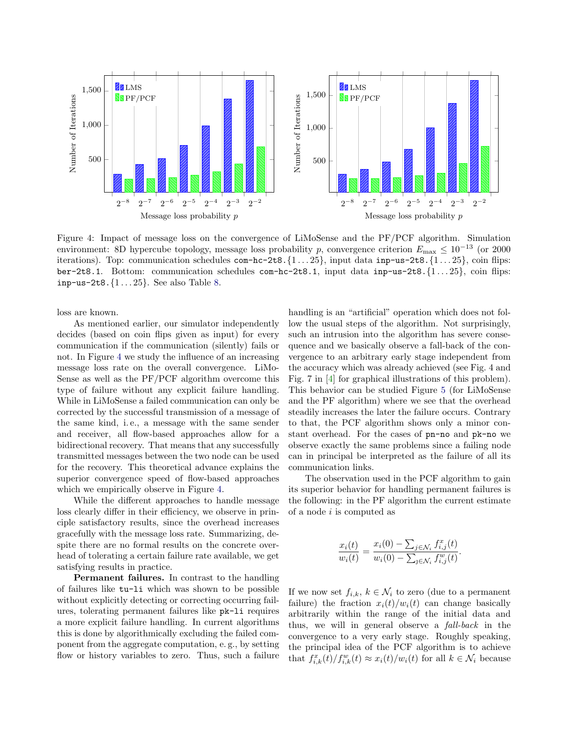Figure 4: Impact of message loss on the convergence of LiMoSense and the PF/PCF algorithm. Simulation environment: 8D hypercube topology, message loss probability $p$, convergence criterion $E_{\max} \leq 10^{-13}$ (or 2000 iterations). Top: communication schedules `com-hc-2t8.`$\{1 \ldots 25\}$, input data `inp-us-2t8.`$\{1 \ldots 25\}$, coin flips: `ber-2t8.1`. Bottom: communication schedules `com-hc-2t8.1`, input data `inp-us-2t8.`$\{1 \ldots 25\}$, coin flips: `inp-us-2t8.`$\{1 \ldots 25\}$. See also Table 8.

loss are known.

As mentioned earlier, our simulator independently decides (based on coin flips given as input) for every communication if the communication (silently) fails or not. In Figure 4 we study the influence of an increasing message loss rate on the overall convergence. LiMoSense as well as the PF/PCF algorithm overcome this type of failure without any explicit failure handling. While in LiMoSense a failed communication can only be corrected by the successful transmission of a message of the same kind, i. e., a message with the same sender and receiver, all flow-based approaches allow for a bidirectional recovery. That means that any successfully transmitted messages between the two node can be used for the recovery. This theoretical advance explains the superior convergence speed of flow-based approaches which we empirically observe in Figure 4.

While the different approaches to handle message loss clearly differ in their efficiency, we observe in principle satisfactory results, since the overhead increases gracefully with the message loss rate. Summarizing, despite there are no formal results on the concrete overhead of tolerating a certain failure rate available, we get satisfying results in practice.

**Permanent failures.** In contrast to the handling of failures like `tu-li` which was shown to be possible without explicitly detecting or correcting occurring failures, tolerating permanent failures like `pk-li` requires a more explicit failure handling. In current algorithms this is done by algorithmically excluding the failed component from the aggregate computation, e. g., by setting flow or history variables to zero. Thus, such a failure handling is an "artificial" operation which does not follow the usual steps of the algorithm. Not surprisingly, such an intrusion into the algorithm has severe consequence and we basically observe a fall-back of the convergence to an arbitrary early stage independent from the accuracy which was already achieved (see Fig. 4 and Fig. 7 in [4] for graphical illustrations of this problem). This behavior can be studied Figure 5 (for LiMoSense and the PF algorithm) where we see that the overhead steadily increases the later the failure occurs. Contrary to that, the PCF algorithm shows only a minor constant overhead. For the cases of `pn-no` and `pk-no` we observe exactly the same problems since a failing node can in principal be interpreted as the failure of all its communication links.

The observation used in the PCF algorithm to gain its superior behavior for handling permanent failures is the following: in the PF algorithm the current estimate of a node $i$ is computed as

$$\frac{x_i(t)}{w_i(t)} = \frac{x_i(0) - \sum_{j \in \mathcal{N}_i} f^x_{i,j}(t)}{w_i(0) - \sum_{j \in \mathcal{N}_i} f^w_{i,j}(t)}.$$

If we now set $f_{i,k}$, $k \in \mathcal{N}_i$ to zero (due to a permanent failure) the fraction $x_i(t)/w_i(t)$ can change basically arbitrarily within the range of the initial data and thus, we will in general observe a *fall-back* in the convergence to a very early stage. Roughly speaking, the principal idea of the PCF algorithm is to achieve that $f^x_{i,k}(t)/f^w_{i,k}(t) \approx x_i(t)/w_i(t)$ for all $k \in \mathcal{N}_i$ because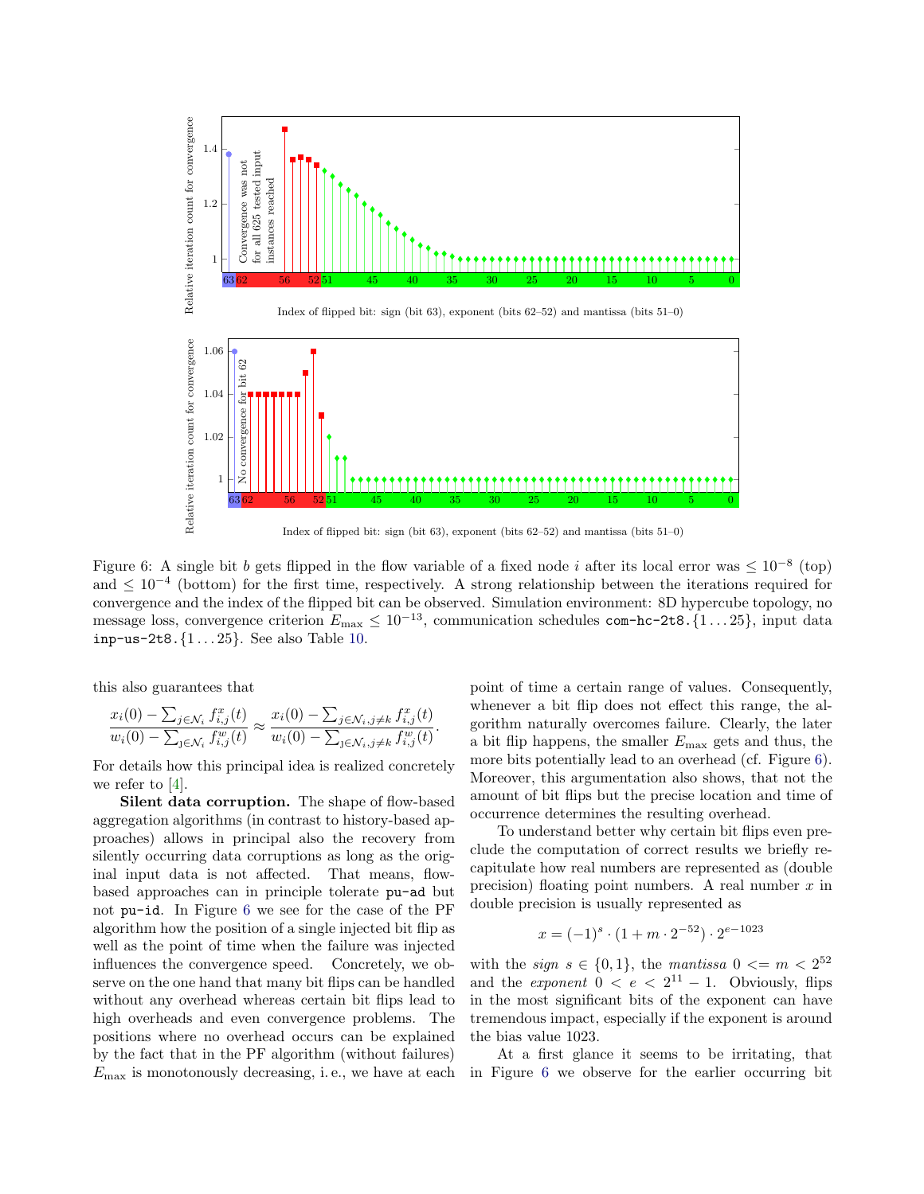Figure 6: A single bit $b$ gets flipped in the flow variable of a fixed node $i$ after its local error was $\leq 10^{-8}$ (top) and $\leq 10^{-4}$ (bottom) for the first time, respectively. A strong relationship between the iterations required for convergence and the index of the flipped bit can be observed. Simulation environment: 8D hypercube topology, no message loss, convergence criterion $E_{\max} \leq 10^{-13}$, communication schedules `com-hc-2t8.{1...25}`, input data `inp-us-2t8.{1...25}`. See also Table 10.

this also guarantees that

$$\frac{x_i(0) - \sum_{j \in \mathcal{N}_i} f^x_{i,j}(t)}{w_i(0) - \sum_{j \in \mathcal{N}_i} f^w_{i,j}(t)} \approx \frac{x_i(0) - \sum_{j \in \mathcal{N}_i, j \neq k} f^x_{i,j}(t)}{w_i(0) - \sum_{j \in \mathcal{N}_i, j \neq k} f^w_{i,j}(t)}.$$

For details how this principal idea is realized concretely we refer to [4].

**Silent data corruption.** The shape of flow-based aggregation algorithms (in contrast to history-based approaches) allows in principle also the recovery from silently occurring data corruptions as long as the original input data is not affected. That means, flow-based approaches can in principle tolerate `pu-ad` but not `pu-id`. In Figure 6 we see for the case of the PF algorithm how the position of a single injected bit flip as well as the point of time when the failure was injected influences the convergence speed. Concretely, we observe on the one hand that many bit flips can be handled without any overhead whereas certain bit flips lead to high overheads and even convergence problems. The positions where no overhead occurs can be explained by the fact that in the PF algorithm (without failures) $E_{\max}$ is monotonously decreasing, i.e., we have at each point of time a certain range of values. Consequently, whenever a bit flip does not effect this range, the algorithm naturally overcomes failure. Clearly, the later a bit flip happens, the smaller $E_{\max}$ gets and thus, the more bits potentially lead to an overhead (cf. Figure 6). Moreover, this argumentation also shows, that not the amount of bit flips but the precise location and time of occurrence determines the resulting overhead.

To understand better why certain bit flips even preclude the computation of correct results we briefly recapitulate how real numbers are represented as (double precision) floating point numbers. A real number $x$ in double precision is usually represented as

$$x = (-1)^s \cdot (1 + m \cdot 2^{-52}) \cdot 2^{e-1023}$$

with the *sign* $s \in \{0, 1\}$, the *mantissa* $0 <= m < 2^{52}$ and the *exponent* $0 < e < 2^{11} - 1$. Obviously, flips in the most significant bits of the exponent can have tremendous impact, especially if the exponent is around the bias value 1023.

At a first glance it seems to be irritating, that in Figure 6 we observe for the earlier occurring bit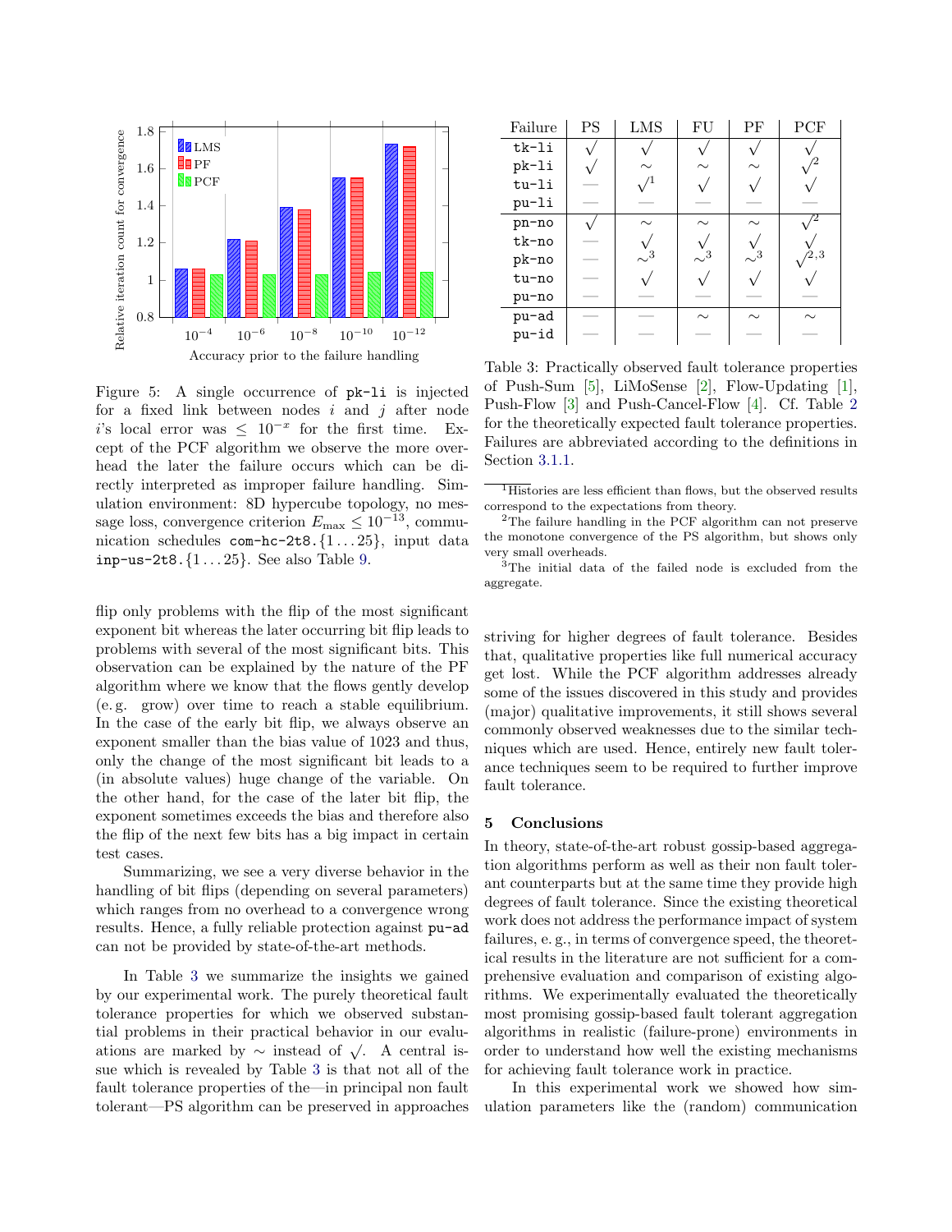Figure 5: A single occurrence of `pk-li` is injected for a fixed link between nodes $i$ and $j$ after node $i$'s local error was $\leq 10^{-x}$ for the first time. Except of the PCF algorithm we observe the more overhead the later the failure occurs which can be directly interpreted as improper failure handling. Simulation environment: 8D hypercube topology, no message loss, convergence criterion $E_{\max} \leq 10^{-13}$, communication schedules `com-hc-2t8.`$\{1 \ldots 25\}$, input data `inp-us-2t8.`$\{1 \ldots 25\}$. See also Table 9.

flip only problems with the flip of the most significant exponent bit whereas the later occurring bit flip leads to problems with several of the most significant bits. This observation can be explained by the nature of the PF algorithm where we know that the flows gently develop (e. g. grow) over time to reach a stable equilibrium. In the case of the early bit flip, we always observe an exponent smaller than the bias value of 1023 and thus, only the change of the most significant bit leads to a (in absolute values) huge change of the variable. On the other hand, for the case of the later bit flip, the exponent sometimes exceeds the bias and therefore also the flip of the next few bits has a big impact in certain test cases.

Summarizing, we see a very diverse behavior in the handling of bit flips (depending on several parameters) which ranges from no overhead to a convergence wrong results. Hence, a fully reliable protection against `pu-ad` can not be provided by state-of-the-art methods.

In Table 3 we summarize the insights we gained by our experimental work. The purely theoretical fault tolerance properties for which we observed substantial problems in their practical behavior in our evaluations are marked by $\sim$ instead of $\surd$. A central issue which is revealed by Table 3 is that not all of the fault tolerance properties of the—in principal non fault tolerant—PS algorithm can be preserved in approaches

| Failure | PS | LMS | FU | PF | PCF |
|---|---|---|---|---|---|
| `tk-li` | $\surd$ | $\surd$ | $\surd$ | $\surd$ | $\surd$ |
| `pk-li` | $\surd$ | $\sim$ | $\sim$ | $\sim$ | $\surd^{2}$ |
| `tu-li` | — | $\surd^{1}$ | $\surd$ | $\surd$ | $\surd$ |
| `pu-li` | — | — | — | — | — |
| `pn-no` | $\surd$ | $\sim$ | $\sim$ | $\sim$ | $\surd^{2}$ |
| `tk-no` | — | $\surd$ | $\surd$ | $\surd$ | $\surd$ |
| `pk-no` | — | $\sim^{3}$ | $\sim^{3}$ | $\sim^{3}$ | $\surd^{2,3}$ |
| `tu-no` | — | $\surd$ | $\surd$ | $\surd$ | $\surd$ |
| `pu-no` | — | — | — | — | — |
| `pu-ad` | — | — | $\sim$ | $\sim$ | $\sim$ |
| `pu-id` | — | — | — | — | — |

Table 3: Practically observed fault tolerance properties of Push-Sum [5], LiMoSense [2], Flow-Updating [1], Push-Flow [3] and Push-Cancel-Flow [4]. Cf. Table 2 for the theoretically expected fault tolerance properties. Failures are abbreviated according to the definitions in Section 3.1.1.

[1] Histories are less efficient than flows, but the observed results correspond to the expectations from theory.

[2] The failure handling in the PCF algorithm can not preserve the monotone convergence of the PS algorithm, but shows only very small overheads.

[3] The initial data of the failed node is excluded from the aggregate.

striving for higher degrees of fault tolerance. Besides that, qualitative properties like full numerical accuracy get lost. While the PCF algorithm addresses already some of the issues discovered in this study and provides (major) qualitative improvements, it still shows several commonly observed weaknesses due to the similar techniques which are used. Hence, entirely new fault tolerance techniques seem to be required to further improve fault tolerance.

## 5 Conclusions

In theory, state-of-the-art robust gossip-based aggregation algorithms perform as well as their non fault tolerant counterparts but at the same time they provide high degrees of fault tolerance. Since the existing theoretical work does not address the performance impact of system failures, e. g., in terms of convergence speed, the theoretical results in the literature are not sufficient for a comprehensive evaluation and comparison of existing algorithms. We experimentally evaluated the theoretically most promising gossip-based fault tolerant aggregation algorithms in realistic (failure-prone) environments in order to understand how well the existing mechanisms for achieving fault tolerance work in practice.

In this experimental work we showed how simulation parameters like the (random) communication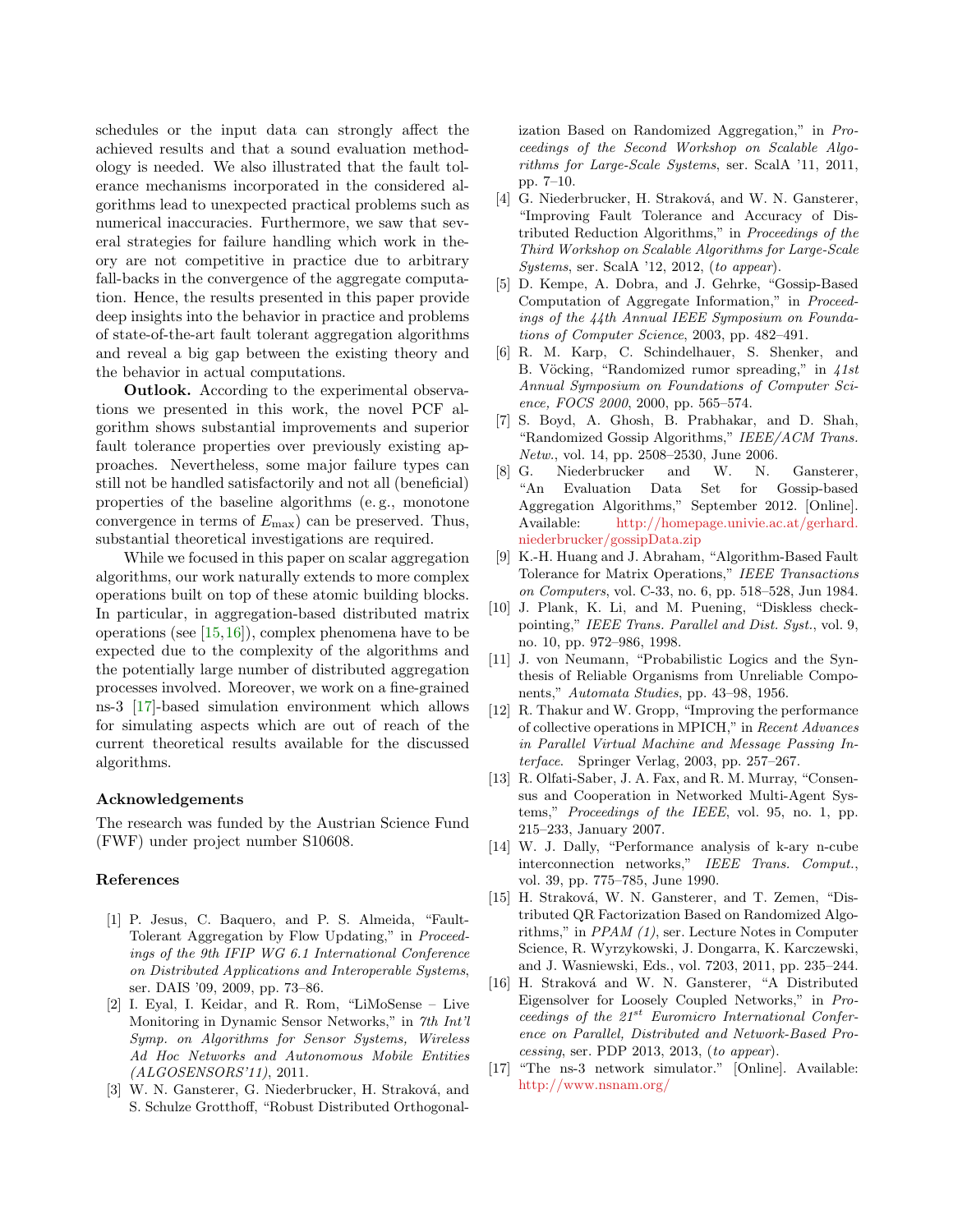schedules or the input data can strongly affect the achieved results and that a sound evaluation methodology is needed. We also illustrated that the fault tolerance mechanisms incorporated in the considered algorithms lead to unexpected practical problems such as numerical inaccuracies. Furthermore, we saw that several strategies for failure handling which work in theory are not competitive in practice due to arbitrary fall-backs in the convergence of the aggregate computation. Hence, the results presented in this paper provide deep insights into the behavior in practice and problems of state-of-the-art fault tolerant aggregation algorithms and reveal a big gap between the existing theory and the behavior in actual computations.

**Outlook.** According to the experimental observations we presented in this work, the novel PCF algorithm shows substantial improvements and superior fault tolerance properties over previously existing approaches. Nevertheless, some major failure types can still not be handled satisfactorily and not all (beneficial) properties of the baseline algorithms (e. g., monotone convergence in terms of $E_{\max}$) can be preserved. Thus, substantial theoretical investigations are required.

While we focused in this paper on scalar aggregation algorithms, our work naturally extends to more complex operations built on top of these atomic building blocks. In particular, in aggregation-based distributed matrix operations (see [15,16]), complex phenomena have to be expected due to the complexity of the algorithms and the potentially large number of distributed aggregation processes involved. Moreover, we work on a fine-grained ns-3 [17]-based simulation environment which allows for simulating aspects which are out of reach of the current theoretical results available for the discussed algorithms.

## Acknowledgements

The research was funded by the Austrian Science Fund (FWF) under project number S10608.

## References

[1] P. Jesus, C. Baquero, and P. S. Almeida, "Fault-Tolerant Aggregation by Flow Updating," in *Proceedings of the 9th IFIP WG 6.1 International Conference on Distributed Applications and Interoperable Systems*, ser. DAIS '09, 2009, pp. 73–86.

[2] I. Eyal, I. Keidar, and R. Rom, "LiMoSense – Live Monitoring in Dynamic Sensor Networks," in *7th Int'l Symp. on Algorithms for Sensor Systems, Wireless Ad Hoc Networks and Autonomous Mobile Entities (ALGOSENSORS'11)*, 2011.

[3] W. N. Gansterer, G. Niederbrucker, H. Straková, and S. Schulze Grotthoff, "Robust Distributed Orthogonalization Based on Randomized Aggregation," in *Proceedings of the Second Workshop on Scalable Algorithms for Large-Scale Systems*, ser. ScalA '11, 2011, pp. 7–10.

[4] G. Niederbrucker, H. Straková, and W. N. Gansterer, "Improving Fault Tolerance and Accuracy of Distributed Reduction Algorithms," in *Proceedings of the Third Workshop on Scalable Algorithms for Large-Scale Systems*, ser. ScalA '12, 2012, (*to appear*).

[5] D. Kempe, A. Dobra, and J. Gehrke, "Gossip-Based Computation of Aggregate Information," in *Proceedings of the 44th Annual IEEE Symposium on Foundations of Computer Science*, 2003, pp. 482–491.

[6] R. M. Karp, C. Schindelhauer, S. Shenker, and B. Vöcking, "Randomized rumor spreading," in *41st Annual Symposium on Foundations of Computer Science, FOCS 2000*, 2000, pp. 565–574.

[7] S. Boyd, A. Ghosh, B. Prabhakar, and D. Shah, "Randomized Gossip Algorithms," *IEEE/ACM Trans. Netw.*, vol. 14, pp. 2508–2530, June 2006.

[8] G. Niederbrucker and W. N. Gansterer, "An Evaluation Data Set for Gossip-based Aggregation Algorithms," September 2012. [Online]. Available: http://homepage.univie.ac.at/gerhard.niederbrucker/gossipData.zip

[9] K.-H. Huang and J. Abraham, "Algorithm-Based Fault Tolerance for Matrix Operations," *IEEE Transactions on Computers*, vol. C-33, no. 6, pp. 518–528, Jun 1984.

[10] J. Plank, K. Li, and M. Puening, "Diskless checkpointing," *IEEE Trans. Parallel and Dist. Syst.*, vol. 9, no. 10, pp. 972–986, 1998.

[11] J. von Neumann, "Probabilistic Logics and the Synthesis of Reliable Organisms from Unreliable Components," *Automata Studies*, pp. 43–98, 1956.

[12] R. Thakur and W. Gropp, "Improving the performance of collective operations in MPICH," in *Recent Advances in Parallel Virtual Machine and Message Passing Interface*. Springer Verlag, 2003, pp. 257–267.

[13] R. Olfati-Saber, J. A. Fax, and R. M. Murray, "Consensus and Cooperation in Networked Multi-Agent Systems," *Proceedings of the IEEE*, vol. 95, no. 1, pp. 215–233, January 2007.

[14] W. J. Dally, "Performance analysis of k-ary n-cube interconnection networks," *IEEE Trans. Comput.*, vol. 39, pp. 775–785, June 1990.

[15] H. Straková, W. N. Gansterer, and T. Zemen, "Distributed QR Factorization Based on Randomized Algorithms," in *PPAM (1)*, ser. Lecture Notes in Computer Science, R. Wyrzykowski, J. Dongarra, K. Karczewski, and J. Wasniewski, Eds., vol. 7203, 2011, pp. 235–244.

[16] H. Straková and W. N. Gansterer, "A Distributed Eigensolver for Loosely Coupled Networks," in *Proceedings of the 21st Euromicro International Conference on Parallel, Distributed and Network-Based Processing*, ser. PDP 2013, 2013, (*to appear*).

[17] "The ns-3 network simulator." [Online]. Available: http://www.nsnam.org/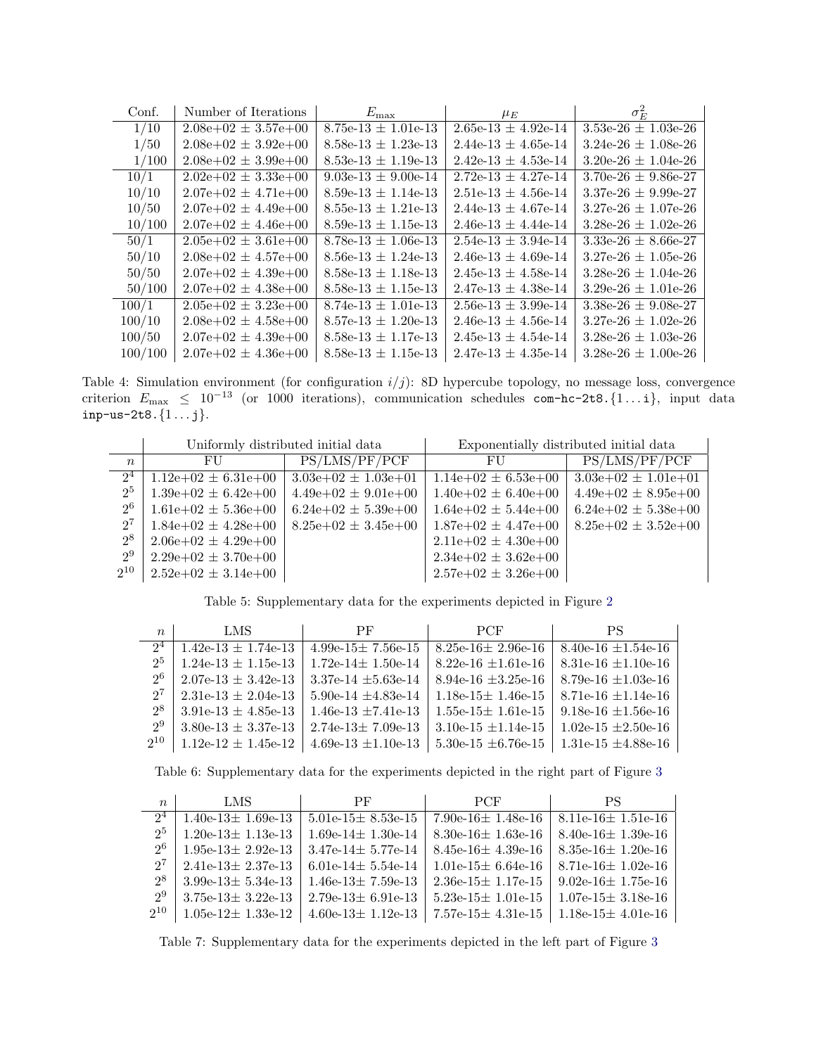| Conf. | Number of Iterations | $E_{\max}$ | $\mu_E$ | $\sigma_E^2$ |
|---|---|---|---|---|
| 1/10 | 2.08e+02 ± 3.57e+00 | 8.75e-13 ± 1.01e-13 | 2.65e-13 ± 4.92e-14 | 3.53e-26 ± 1.03e-26 |
| 1/50 | 2.08e+02 ± 3.92e+00 | 8.58e-13 ± 1.23e-13 | 2.44e-13 ± 4.65e-14 | 3.24e-26 ± 1.08e-26 |
| 1/100 | 2.08e+02 ± 3.99e+00 | 8.53e-13 ± 1.19e-13 | 2.42e-13 ± 4.53e-14 | 3.20e-26 ± 1.04e-26 |
| 10/1 | 2.02e+02 ± 3.33e+00 | 9.03e-13 ± 9.00e-14 | 2.72e-13 ± 4.27e-14 | 3.70e-26 ± 9.86e-27 |
| 10/10 | 2.07e+02 ± 4.71e+00 | 8.59e-13 ± 1.14e-13 | 2.51e-13 ± 4.56e-14 | 3.37e-26 ± 9.99e-27 |
| 10/50 | 2.07e+02 ± 4.49e+00 | 8.55e-13 ± 1.21e-13 | 2.44e-13 ± 4.67e-14 | 3.27e-26 ± 1.07e-26 |
| 10/100 | 2.07e+02 ± 4.46e+00 | 8.59e-13 ± 1.15e-13 | 2.46e-13 ± 4.44e-14 | 3.28e-26 ± 1.02e-26 |
| 50/1 | 2.05e+02 ± 3.61e+00 | 8.78e-13 ± 1.06e-13 | 2.54e-13 ± 3.94e-14 | 3.33e-26 ± 8.66e-27 |
| 50/10 | 2.08e+02 ± 4.57e+00 | 8.56e-13 ± 1.24e-13 | 2.46e-13 ± 4.69e-14 | 3.27e-26 ± 1.05e-26 |
| 50/50 | 2.07e+02 ± 4.39e+00 | 8.58e-13 ± 1.18e-13 | 2.45e-13 ± 4.58e-14 | 3.28e-26 ± 1.04e-26 |
| 50/100 | 2.07e+02 ± 4.38e+00 | 8.58e-13 ± 1.15e-13 | 2.47e-13 ± 4.38e-14 | 3.29e-26 ± 1.01e-26 |
| 100/1 | 2.05e+02 ± 3.23e+00 | 8.74e-13 ± 1.01e-13 | 2.56e-13 ± 3.99e-14 | 3.38e-26 ± 9.08e-27 |
| 100/10 | 2.08e+02 ± 4.58e+00 | 8.57e-13 ± 1.20e-13 | 2.46e-13 ± 4.56e-14 | 3.27e-26 ± 1.02e-26 |
| 100/50 | 2.07e+02 ± 4.39e+00 | 8.58e-13 ± 1.17e-13 | 2.45e-13 ± 4.54e-14 | 3.28e-26 ± 1.03e-26 |
| 100/100 | 2.07e+02 ± 4.36e+00 | 8.58e-13 ± 1.15e-13 | 2.47e-13 ± 4.35e-14 | 3.28e-26 ± 1.00e-26 |

Table 4: Simulation environment (for configuration $i/j$): 8D hypercube topology, no message loss, convergence criterion $E_{\max} \leq 10^{-13}$ (or 1000 iterations), communication schedules `com-hc-2t8.{1...i}`, input data `inp-us-2t8.{1...j}`.

| | Uniformly distributed initial data | | Exponentially distributed initial data | |
|---|---|---|---|---|
| $n$ | FU | PS/LMS/PF/PCF | FU | PS/LMS/PF/PCF |
| $2^4$ | 1.12e+02 ± 6.31e+00 | 3.03e+02 ± 1.03e+01 | 1.14e+02 ± 6.53e+00 | 3.03e+02 ± 1.01e+01 |
| $2^5$ | 1.39e+02 ± 6.42e+00 | 4.49e+02 ± 9.01e+00 | 1.40e+02 ± 6.40e+00 | 4.49e+02 ± 8.95e+00 |
| $2^6$ | 1.61e+02 ± 5.36e+00 | 6.24e+02 ± 5.39e+00 | 1.64e+02 ± 5.44e+00 | 6.24e+02 ± 5.38e+00 |
| $2^7$ | 1.84e+02 ± 4.28e+00 | 8.25e+02 ± 3.45e+00 | 1.87e+02 ± 4.47e+00 | 8.25e+02 ± 3.52e+00 |
| $2^8$ | 2.06e+02 ± 4.29e+00 | | 2.11e+02 ± 4.30e+00 | |
| $2^9$ | 2.29e+02 ± 3.70e+00 | | 2.34e+02 ± 3.62e+00 | |
| $2^{10}$ | 2.52e+02 ± 3.14e+00 | | 2.57e+02 ± 3.26e+00 | |

Table 5: Supplementary data for the experiments depicted in Figure 2

| $n$ | LMS | PF | PCF | PS |
|---|---|---|---|---|
| $2^4$ | 1.42e-13 ± 1.74e-13 | 4.99e-15± 7.56e-15 | 8.25e-16± 2.96e-16 | 8.40e-16 ±1.54e-16 |
| $2^5$ | 1.24e-13 ± 1.15e-13 | 1.72e-14± 1.50e-14 | 8.22e-16 ±1.61e-16 | 8.31e-16 ±1.10e-16 |
| $2^6$ | 2.07e-13 ± 3.42e-13 | 3.37e-14 ±5.63e-14 | 8.94e-16 ±3.25e-16 | 8.79e-16 ±1.03e-16 |
| $2^7$ | 2.31e-13 ± 2.04e-13 | 5.90e-14 ±4.83e-14 | 1.18e-15± 1.46e-15 | 8.71e-16 ±1.14e-16 |
| $2^8$ | 3.91e-13 ± 4.85e-13 | 1.46e-13 ±7.41e-13 | 1.55e-15± 1.61e-15 | 9.18e-16 ±1.56e-16 |
| $2^9$ | 3.80e-13 ± 3.37e-13 | 2.74e-13± 7.09e-13 | 3.10e-15 ±1.14e-15 | 1.02e-15 ±2.50e-16 |
| $2^{10}$ | 1.12e-12 ± 1.45e-12 | 4.69e-13 ±1.10e-13 | 5.30e-15 ±6.76e-15 | 1.31e-15 ±4.88e-16 |

Table 6: Supplementary data for the experiments depicted in the right part of Figure 3

| $n$ | LMS | PF | PCF | PS |
|---|---|---|---|---|
| $2^4$ | 1.40e-13± 1.69e-13 | 5.01e-15± 8.53e-15 | 7.90e-16± 1.48e-16 | 8.11e-16± 1.51e-16 |
| $2^5$ | 1.20e-13± 1.13e-13 | 1.69e-14± 1.30e-14 | 8.30e-16± 1.63e-16 | 8.40e-16± 1.39e-16 |
| $2^6$ | 1.95e-13± 2.92e-13 | 3.47e-14± 5.77e-14 | 8.45e-16± 4.39e-16 | 8.35e-16± 1.20e-16 |
| $2^7$ | 2.41e-13± 2.37e-13 | 6.01e-14± 5.54e-14 | 1.01e-15± 6.64e-16 | 8.71e-16± 1.02e-16 |
| $2^8$ | 3.99e-13± 5.34e-13 | 1.46e-13± 7.59e-13 | 2.36e-15± 1.17e-15 | 9.02e-16± 1.75e-16 |
| $2^9$ | 3.75e-13± 3.22e-13 | 2.79e-13± 6.91e-13 | 5.23e-15± 1.01e-15 | 1.07e-15± 3.18e-16 |
| $2^{10}$ | 1.05e-12± 1.33e-12 | 4.60e-13± 1.12e-13 | 7.57e-15± 4.31e-15 | 1.18e-15± 4.01e-16 |

Table 7: Supplementary data for the experiments depicted in the left part of Figure 3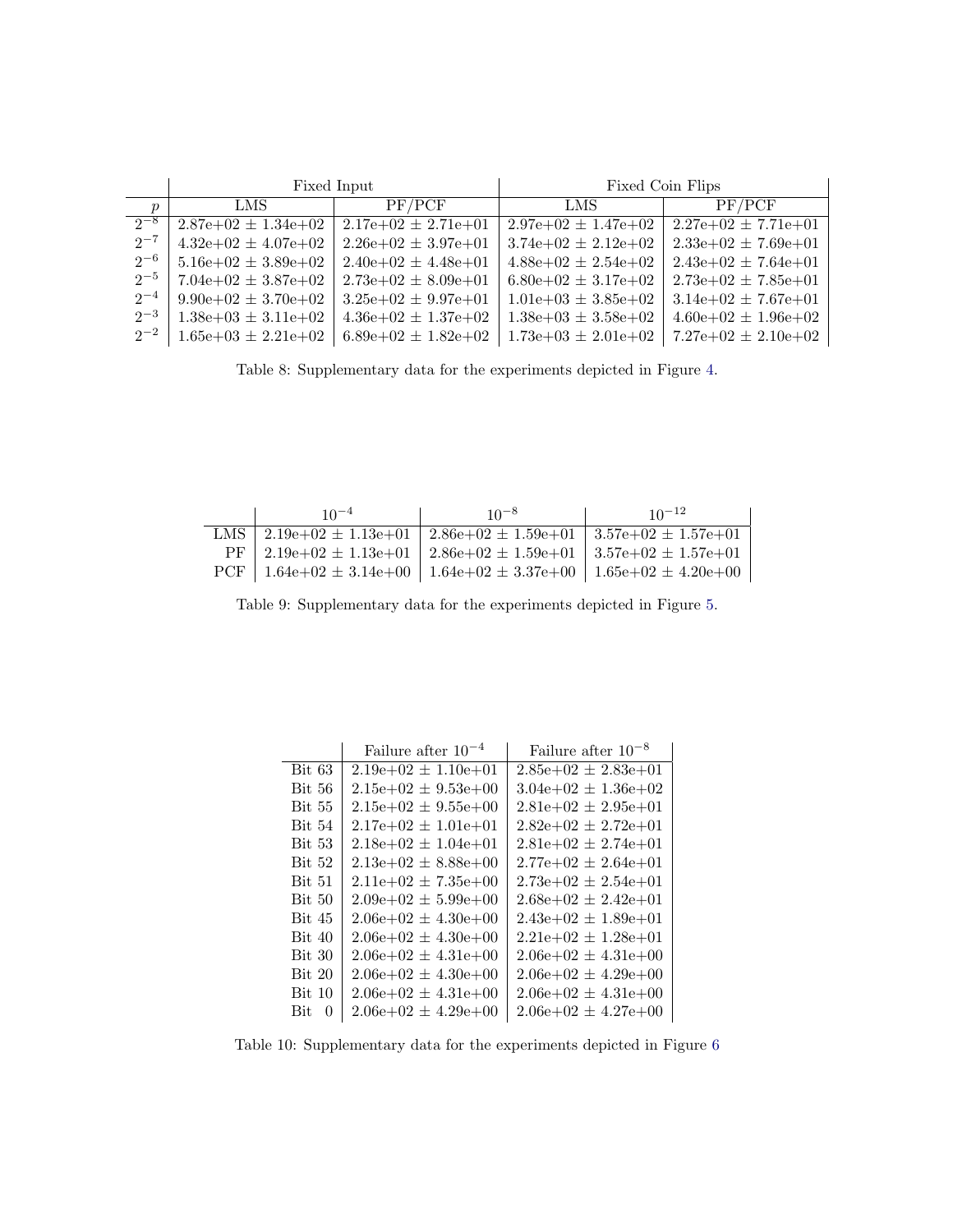| | Fixed Input | | Fixed Coin Flips | |
|---|---|---|---|---|
| $p$ | LMS | PF/PCF | LMS | PF/PCF |
| $2^{-8}$ | 2.87e+02 ± 1.34e+02 | 2.17e+02 ± 2.71e+01 | 2.97e+02 ± 1.47e+02 | 2.27e+02 ± 7.71e+01 |
| $2^{-7}$ | 4.32e+02 ± 4.07e+02 | 2.26e+02 ± 3.97e+01 | 3.74e+02 ± 2.12e+02 | 2.33e+02 ± 7.69e+01 |
| $2^{-6}$ | 5.16e+02 ± 3.89e+02 | 2.40e+02 ± 4.48e+01 | 4.88e+02 ± 2.54e+02 | 2.43e+02 ± 7.64e+01 |
| $2^{-5}$ | 7.04e+02 ± 3.87e+02 | 2.73e+02 ± 8.09e+01 | 6.80e+02 ± 3.17e+02 | 2.73e+02 ± 7.85e+01 |
| $2^{-4}$ | 9.90e+02 ± 3.70e+02 | 3.25e+02 ± 9.97e+01 | 1.01e+03 ± 3.85e+02 | 3.14e+02 ± 7.67e+01 |
| $2^{-3}$ | 1.38e+03 ± 3.11e+02 | 4.36e+02 ± 1.37e+02 | 1.38e+03 ± 3.58e+02 | 4.60e+02 ± 1.96e+02 |
| $2^{-2}$ | 1.65e+03 ± 2.21e+02 | 6.89e+02 ± 1.82e+02 | 1.73e+03 ± 2.01e+02 | 7.27e+02 ± 2.10e+02 |

Table 8: Supplementary data for the experiments depicted in Figure 4.

| | $10^{-4}$ | $10^{-8}$ | $10^{-12}$ |
|---|---|---|---|
| LMS | 2.19e+02 ± 1.13e+01 | 2.86e+02 ± 1.59e+01 | 3.57e+02 ± 1.57e+01 |
| PF | 2.19e+02 ± 1.13e+01 | 2.86e+02 ± 1.59e+01 | 3.57e+02 ± 1.57e+01 |
| PCF | 1.64e+02 ± 3.14e+00 | 1.64e+02 ± 3.37e+00 | 1.65e+02 ± 4.20e+00 |

Table 9: Supplementary data for the experiments depicted in Figure 5.

| | Failure after $10^{-4}$ | Failure after $10^{-8}$ |
|---|---|---|
| Bit 63 | 2.19e+02 ± 1.10e+01 | 2.85e+02 ± 2.83e+01 |
| Bit 56 | 2.15e+02 ± 9.53e+00 | 3.04e+02 ± 1.36e+02 |
| Bit 55 | 2.15e+02 ± 9.55e+00 | 2.81e+02 ± 2.95e+01 |
| Bit 54 | 2.17e+02 ± 1.01e+01 | 2.82e+02 ± 2.72e+01 |
| Bit 53 | 2.18e+02 ± 1.04e+01 | 2.81e+02 ± 2.74e+01 |
| Bit 52 | 2.13e+02 ± 8.88e+00 | 2.77e+02 ± 2.64e+01 |
| Bit 51 | 2.11e+02 ± 7.35e+00 | 2.73e+02 ± 2.54e+01 |
| Bit 50 | 2.09e+02 ± 5.99e+00 | 2.68e+02 ± 2.42e+01 |
| Bit 45 | 2.06e+02 ± 4.30e+00 | 2.43e+02 ± 1.89e+01 |
| Bit 40 | 2.06e+02 ± 4.30e+00 | 2.21e+02 ± 1.28e+01 |
| Bit 30 | 2.06e+02 ± 4.31e+00 | 2.06e+02 ± 4.31e+00 |
| Bit 20 | 2.06e+02 ± 4.30e+00 | 2.06e+02 ± 4.29e+00 |
| Bit 10 | 2.06e+02 ± 4.31e+00 | 2.06e+02 ± 4.31e+00 |
| Bit 0 | 2.06e+02 ± 4.29e+00 | 2.06e+02 ± 4.27e+00 |

Table 10: Supplementary data for the experiments depicted in Figure 6